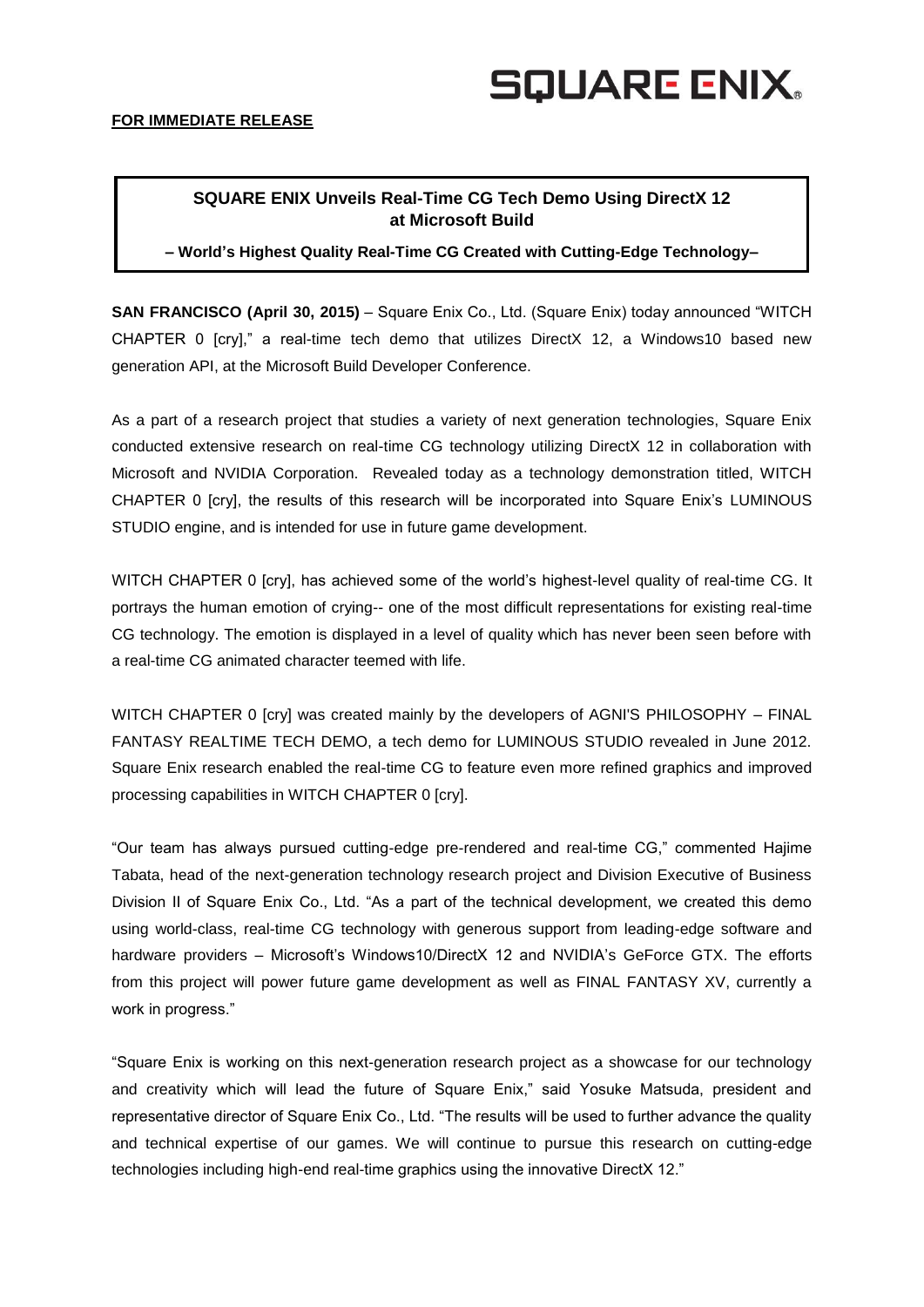SQUARE ENIX

**FOR IMMEDIATE RELEASE**

## SQUARE ENIX Unveils Real-Time CG Tech Demo Using DirectX 12 at Microsoft Build

**– World's Highest Quality Real-Time CG Created with Cutting-Edge Technology–**

**SAN FRANCISCO (April 30, 2015)** – Square Enix Co., Ltd. (Square Enix) today announced "WITCH CHAPTER 0 [cry]," a real-time tech demo that utilizes DirectX 12, a Windows10 based new generation API, at the Microsoft Build Developer Conference.

As a part of a research project that studies a variety of next generation technologies, Square Enix conducted extensive research on real-time CG technology utilizing DirectX 12 in collaboration with Microsoft and NVIDIA Corporation. Revealed today as a technology demonstration titled, WITCH CHAPTER 0 [cry], the results of this research will be incorporated into Square Enix's LUMINOUS STUDIO engine, and is intended for use in future game development.

WITCH CHAPTER 0 [cry], has achieved some of the world's highest-level quality of real-time CG. It portrays the human emotion of crying-- one of the most difficult representations for existing real-time CG technology. The emotion is displayed in a level of quality which has never been seen before with a real-time CG animated character teemed with life.

WITCH CHAPTER 0 [cry] was created mainly by the developers of AGNI'S PHILOSOPHY – FINAL FANTASY REALTIME TECH DEMO, a tech demo for LUMINOUS STUDIO revealed in June 2012. Square Enix research enabled the real-time CG to feature even more refined graphics and improved processing capabilities in WITCH CHAPTER 0 [cry].

"Our team has always pursued cutting-edge pre-rendered and real-time CG," commented Hajime Tabata, head of the next-generation technology research project and Division Executive of Business Division II of Square Enix Co., Ltd. "As a part of the technical development, we created this demo using world-class, real-time CG technology with generous support from leading-edge software and hardware providers – Microsoft's Windows10/DirectX 12 and NVIDIA's GeForce GTX. The efforts from this project will power future game development as well as FINAL FANTASY XV, currently a work in progress."

"Square Enix is working on this next-generation research project as a showcase for our technology and creativity which will lead the future of Square Enix," said Yosuke Matsuda, president and representative director of Square Enix Co., Ltd. "The results will be used to further advance the quality and technical expertise of our games. We will continue to pursue this research on cutting-edge technologies including high-end real-time graphics using the innovative DirectX 12."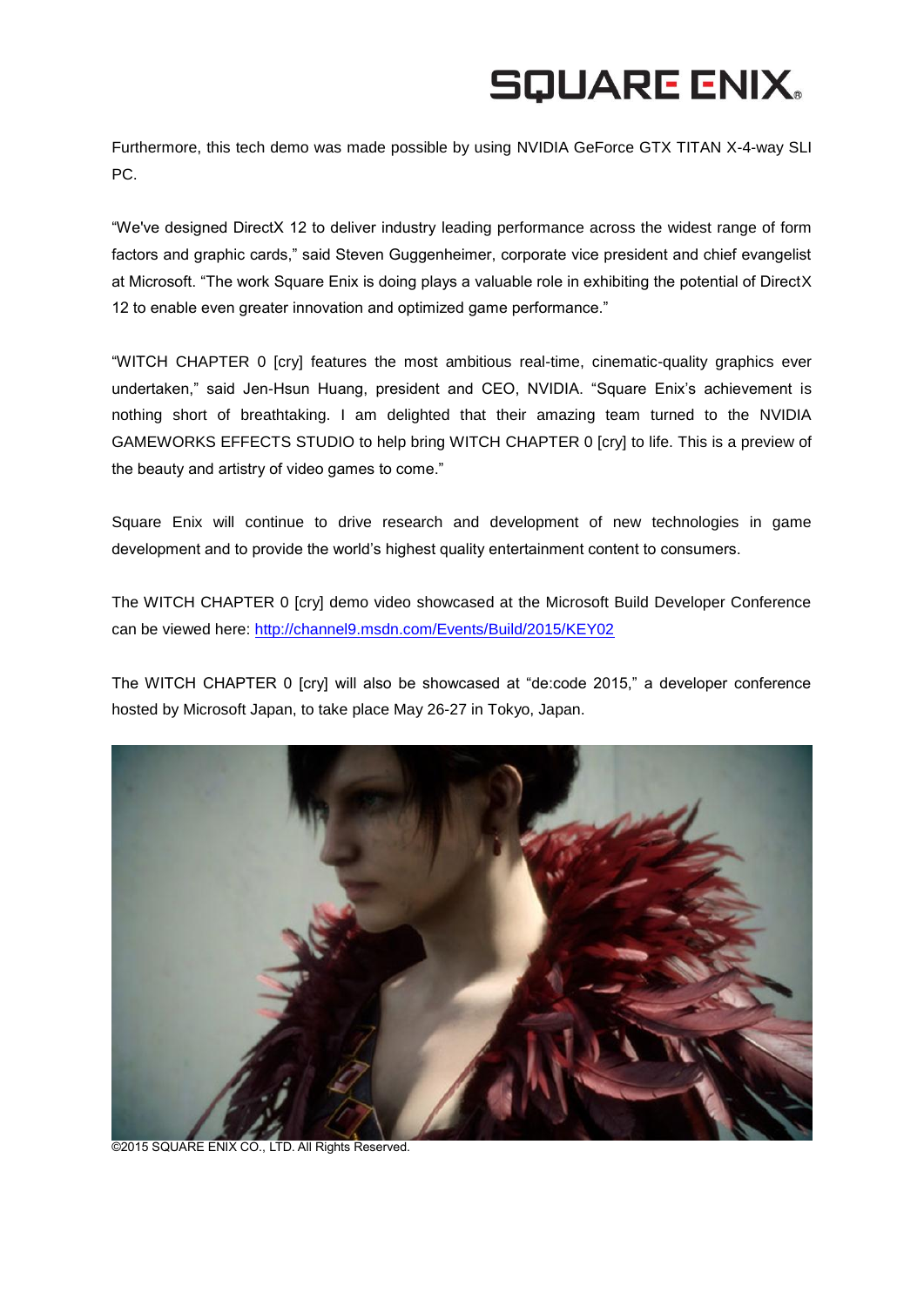Furthermore, this tech demo was made possible by using NVIDIA GeForce GTX TITAN X-4-way SLI PC.

“We've designed DirectX 12 to deliver industry leading performance across the widest range of form factors and graphic cards,” said Steven Guggenheimer, corporate vice president and chief evangelist at Microsoft. “The work Square Enix is doing plays a valuable role in exhibiting the potential of DirectX 12 to enable even greater innovation and optimized game performance.”

“WITCH CHAPTER 0 [cry] features the most ambitious real-time, cinematic-quality graphics ever undertaken,” said Jen-Hsun Huang, president and CEO, NVIDIA. “Square Enix’s achievement is nothing short of breathtaking. I am delighted that their amazing team turned to the NVIDIA GAMEWORKS EFFECTS STUDIO to help bring WITCH CHAPTER 0 [cry] to life. This is a preview of the beauty and artistry of video games to come.”

Square Enix will continue to drive research and development of new technologies in game development and to provide the world’s highest quality entertainment content to consumers.

The WITCH CHAPTER 0 [cry] demo video showcased at the Microsoft Build Developer Conference can be viewed here: http://channel9.msdn.com/Events/Build/2015/KEY02

The WITCH CHAPTER 0 [cry] will also be showcased at “de:code 2015,” a developer conference hosted by Microsoft Japan, to take place May 26-27 in Tokyo, Japan.

©2015 SQUARE ENIX CO., LTD. All Rights Reserved.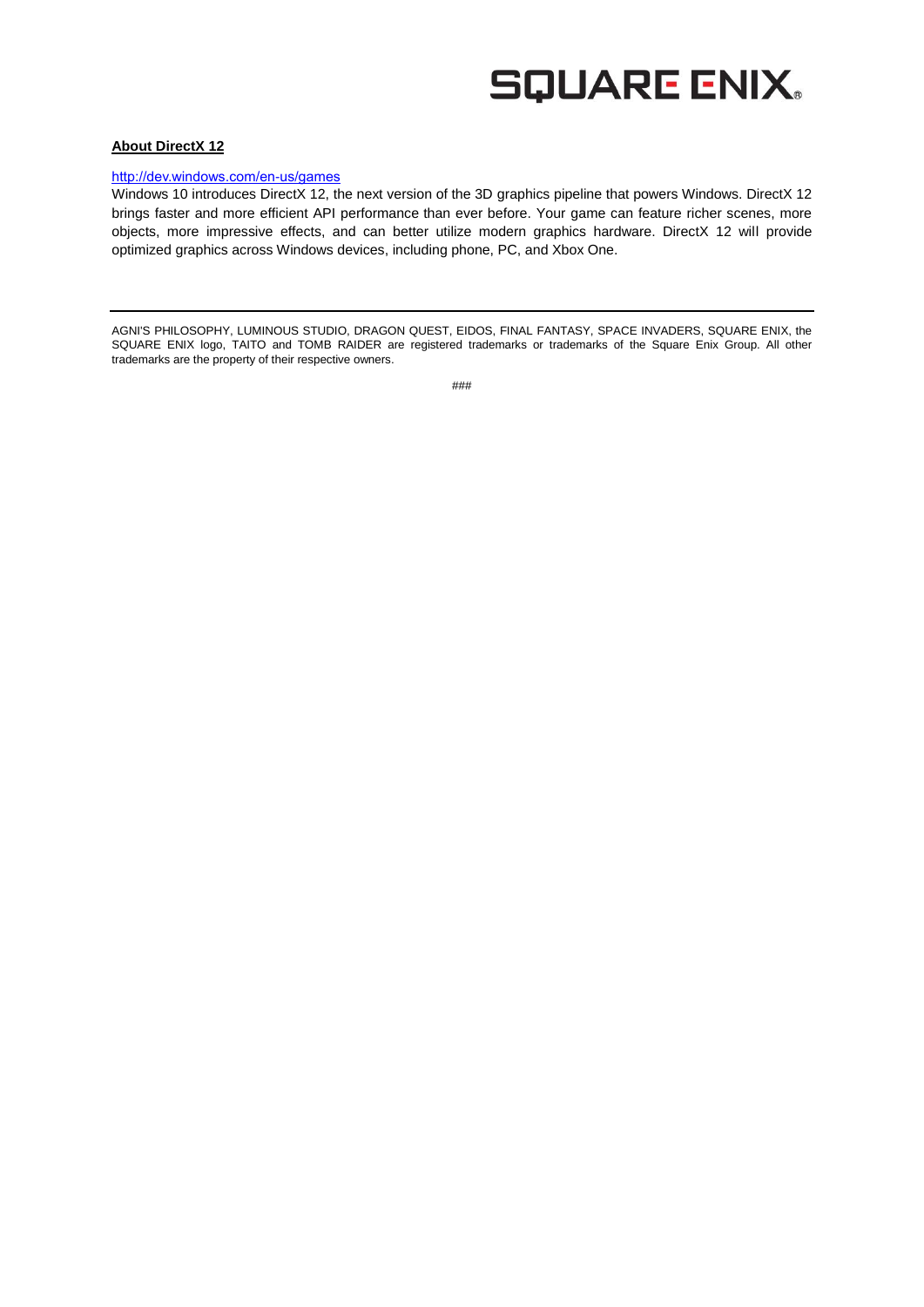**About DirectX 12**

http://dev.windows.com/en-us/games

Windows 10 introduces DirectX 12, the next version of the 3D graphics pipeline that powers Windows. DirectX 12 brings faster and more efficient API performance than ever before. Your game can feature richer scenes, more objects, more impressive effects, and can better utilize modern graphics hardware. DirectX 12 will provide optimized graphics across Windows devices, including phone, PC, and Xbox One.

---

AGNI'S PHILOSOPHY, LUMINOUS STUDIO, DRAGON QUEST, EIDOS, FINAL FANTASY, SPACE INVADERS, SQUARE ENIX, the SQUARE ENIX logo, TAITO and TOMB RAIDER are registered trademarks or trademarks of the Square Enix Group. All other trademarks are the property of their respective owners.

###